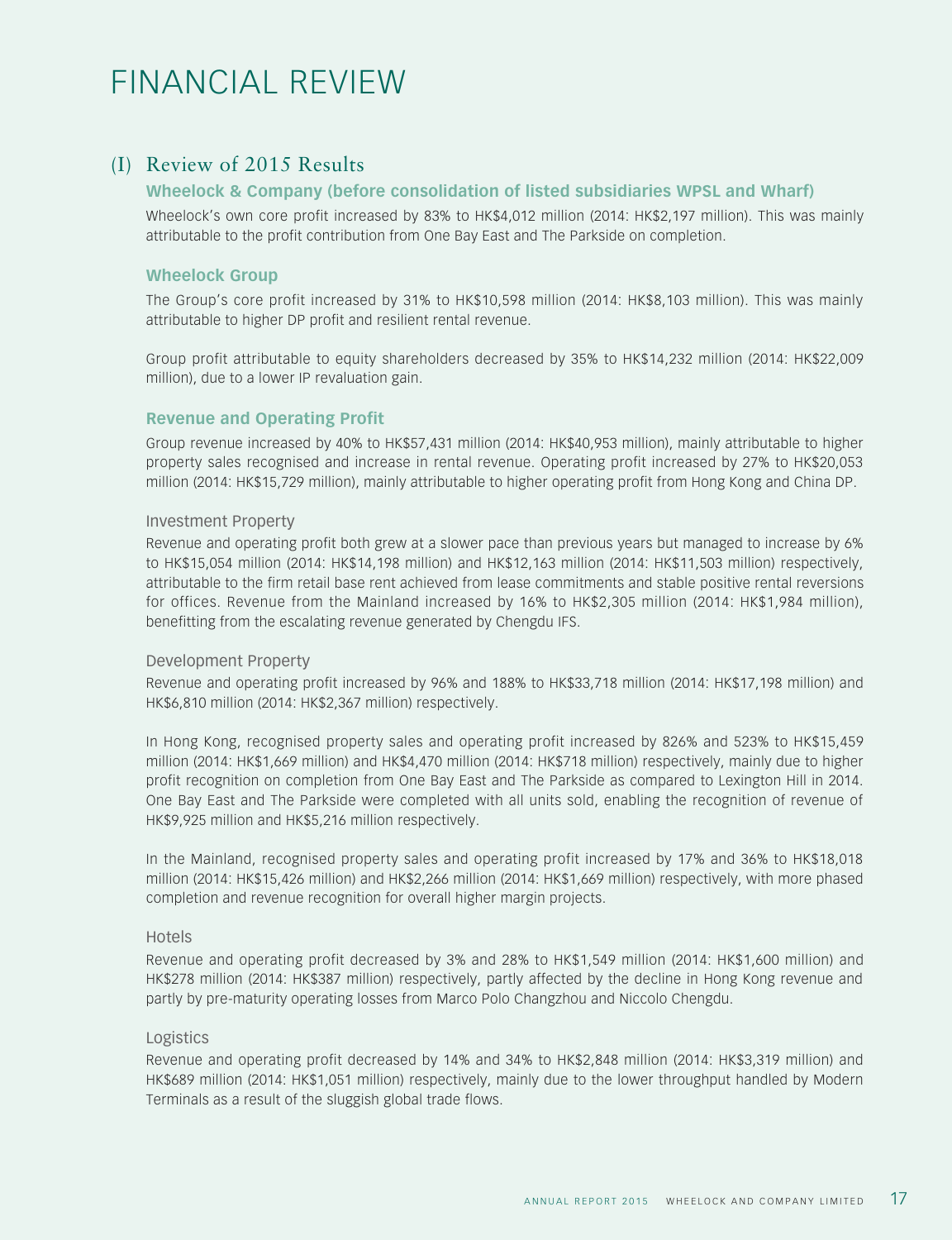# FINANCIAL REVIEW

## (I) Review of 2015 Results

### Wheelock & Company (before consolidation of listed subsidiaries WPSL and Wharf)

Wheelock's own core profit increased by 83% to HK$4,012 million (2014: HK$2,197 million). This was mainly attributable to the profit contribution from One Bay East and The Parkside on completion.

### Wheelock Group

The Group's core profit increased by 31% to HK$10,598 million (2014: HK$8,103 million). This was mainly attributable to higher DP profit and resilient rental revenue.

Group profit attributable to equity shareholders decreased by 35% to HK$14,232 million (2014: HK$22,009 million), due to a lower IP revaluation gain.

### Revenue and Operating Profit

Group revenue increased by 40% to HK$57,431 million (2014: HK$40,953 million), mainly attributable to higher property sales recognised and increase in rental revenue. Operating profit increased by 27% to HK$20,053 million (2014: HK$15,729 million), mainly attributable to higher operating profit from Hong Kong and China DP.

#### Investment Property

Revenue and operating profit both grew at a slower pace than previous years but managed to increase by 6% to HK$15,054 million (2014: HK$14,198 million) and HK$12,163 million (2014: HK$11,503 million) respectively, attributable to the firm retail base rent achieved from lease commitments and stable positive rental reversions for offices. Revenue from the Mainland increased by 16% to HK$2,305 million (2014: HK$1,984 million), benefitting from the escalating revenue generated by Chengdu IFS.

#### Development Property

Revenue and operating profit increased by 96% and 188% to HK$33,718 million (2014: HK$17,198 million) and HK$6,810 million (2014: HK$2,367 million) respectively.

In Hong Kong, recognised property sales and operating profit increased by 826% and 523% to HK$15,459 million (2014: HK$1,669 million) and HK$4,470 million (2014: HK$718 million) respectively, mainly due to higher profit recognition on completion from One Bay East and The Parkside as compared to Lexington Hill in 2014. One Bay East and The Parkside were completed with all units sold, enabling the recognition of revenue of HK$9,925 million and HK$5,216 million respectively.

In the Mainland, recognised property sales and operating profit increased by 17% and 36% to HK$18,018 million (2014: HK$15,426 million) and HK$2,266 million (2014: HK$1,669 million) respectively, with more phased completion and revenue recognition for overall higher margin projects.

#### Hotels

Revenue and operating profit decreased by 3% and 28% to HK$1,549 million (2014: HK$1,600 million) and HK$278 million (2014: HK$387 million) respectively, partly affected by the decline in Hong Kong revenue and partly by pre-maturity operating losses from Marco Polo Changzhou and Niccolo Chengdu.

#### Logistics

Revenue and operating profit decreased by 14% and 34% to HK$2,848 million (2014: HK$3,319 million) and HK$689 million (2014: HK$1,051 million) respectively, mainly due to the lower throughput handled by Modern Terminals as a result of the sluggish global trade flows.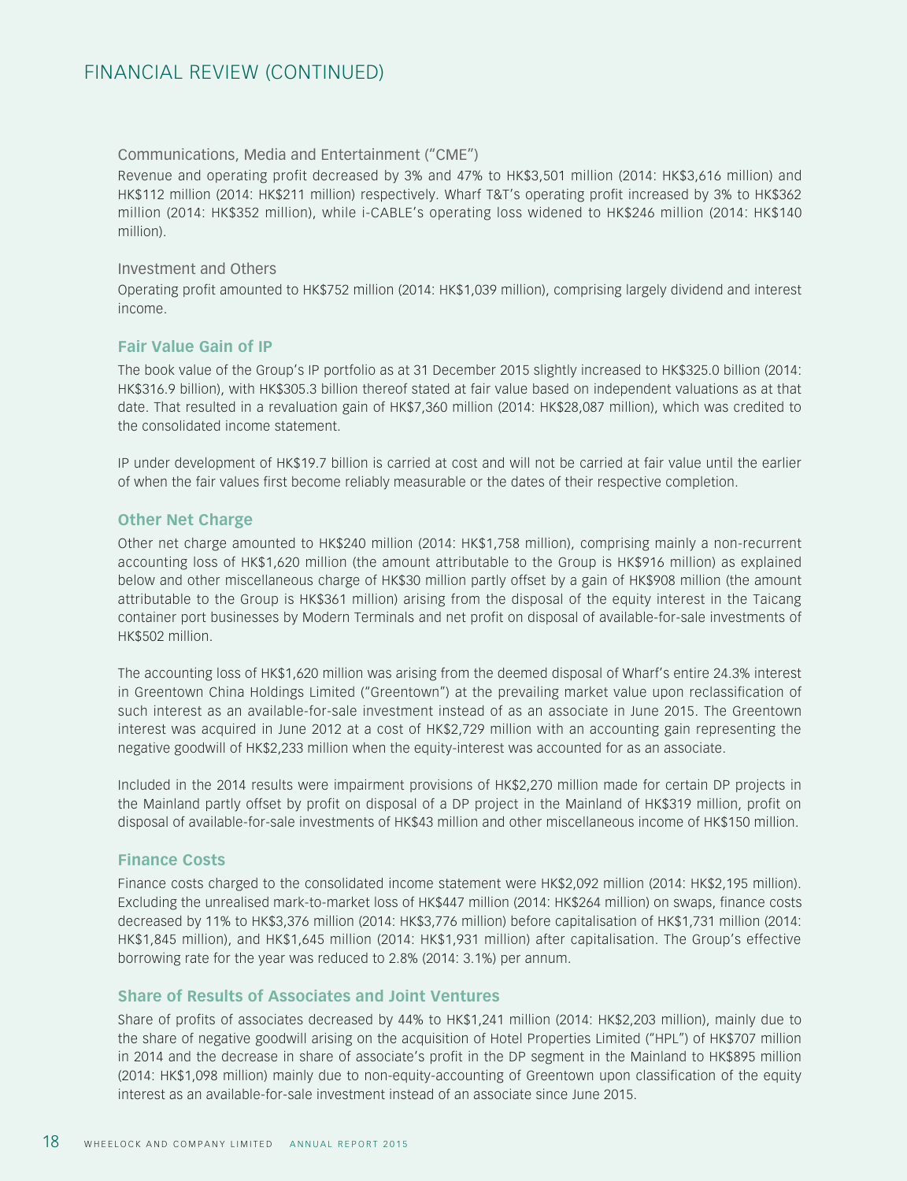# FINANCIAL REVIEW (CONTINUED)

Communications, Media and Entertainment ("CME")

Revenue and operating profit decreased by 3% and 47% to HK$3,501 million (2014: HK$3,616 million) and HK$112 million (2014: HK$211 million) respectively. Wharf T&T's operating profit increased by 3% to HK$362 million (2014: HK$352 million), while i-CABLE's operating loss widened to HK$246 million (2014: HK$140 million).

Investment and Others

Operating profit amounted to HK$752 million (2014: HK$1,039 million), comprising largely dividend and interest income.

## Fair Value Gain of IP

The book value of the Group's IP portfolio as at 31 December 2015 slightly increased to HK$325.0 billion (2014: HK$316.9 billion), with HK$305.3 billion thereof stated at fair value based on independent valuations as at that date. That resulted in a revaluation gain of HK$7,360 million (2014: HK$28,087 million), which was credited to the consolidated income statement.

IP under development of HK$19.7 billion is carried at cost and will not be carried at fair value until the earlier of when the fair values first become reliably measurable or the dates of their respective completion.

## Other Net Charge

Other net charge amounted to HK$240 million (2014: HK$1,758 million), comprising mainly a non-recurrent accounting loss of HK$1,620 million (the amount attributable to the Group is HK$916 million) as explained below and other miscellaneous charge of HK$30 million partly offset by a gain of HK$908 million (the amount attributable to the Group is HK$361 million) arising from the disposal of the equity interest in the Taicang container port businesses by Modern Terminals and net profit on disposal of available-for-sale investments of HK$502 million.

The accounting loss of HK$1,620 million was arising from the deemed disposal of Wharf's entire 24.3% interest in Greentown China Holdings Limited ("Greentown") at the prevailing market value upon reclassification of such interest as an available-for-sale investment instead of as an associate in June 2015. The Greentown interest was acquired in June 2012 at a cost of HK$2,729 million with an accounting gain representing the negative goodwill of HK$2,233 million when the equity-interest was accounted for as an associate.

Included in the 2014 results were impairment provisions of HK$2,270 million made for certain DP projects in the Mainland partly offset by profit on disposal of a DP project in the Mainland of HK$319 million, profit on disposal of available-for-sale investments of HK$43 million and other miscellaneous income of HK$150 million.

## Finance Costs

Finance costs charged to the consolidated income statement were HK$2,092 million (2014: HK$2,195 million). Excluding the unrealised mark-to-market loss of HK$447 million (2014: HK$264 million) on swaps, finance costs decreased by 11% to HK$3,376 million (2014: HK$3,776 million) before capitalisation of HK$1,731 million (2014: HK$1,845 million), and HK$1,645 million (2014: HK$1,931 million) after capitalisation. The Group's effective borrowing rate for the year was reduced to 2.8% (2014: 3.1%) per annum.

## Share of Results of Associates and Joint Ventures

Share of profits of associates decreased by 44% to HK$1,241 million (2014: HK$2,203 million), mainly due to the share of negative goodwill arising on the acquisition of Hotel Properties Limited ("HPL") of HK$707 million in 2014 and the decrease in share of associate's profit in the DP segment in the Mainland to HK$895 million (2014: HK$1,098 million) mainly due to non-equity-accounting of Greentown upon classification of the equity interest as an available-for-sale investment instead of an associate since June 2015.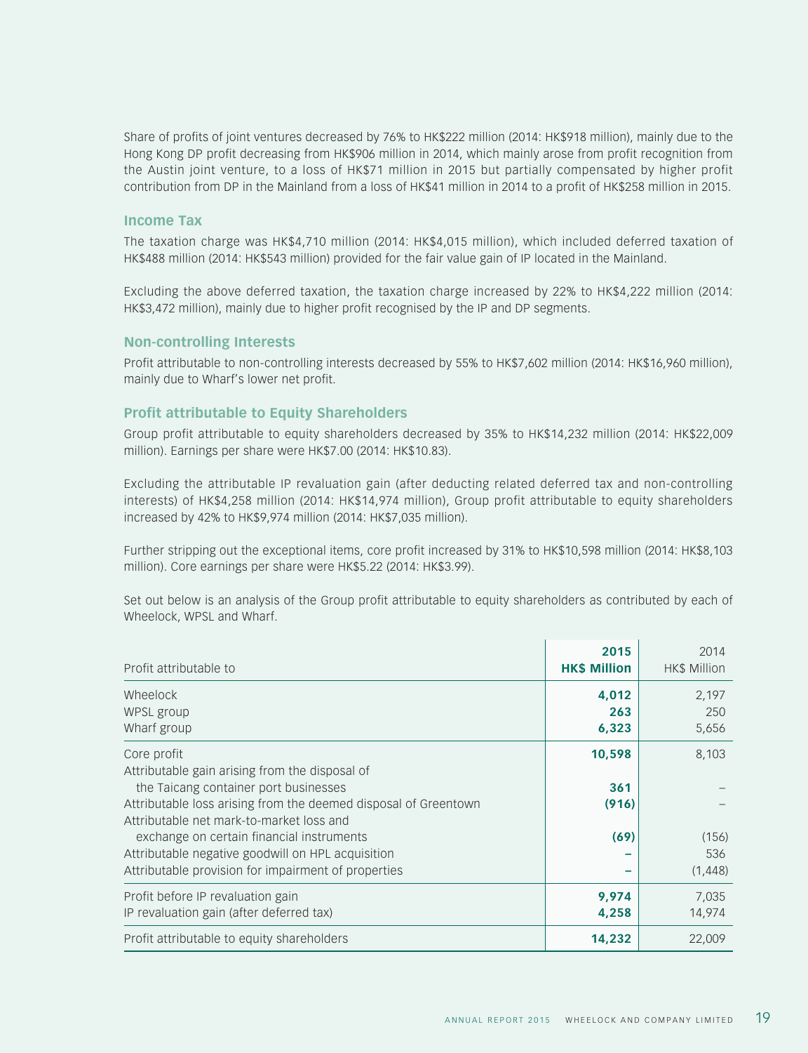Share of profits of joint ventures decreased by 76% to HK$222 million (2014: HK$918 million), mainly due to the Hong Kong DP profit decreasing from HK$906 million in 2014, which mainly arose from profit recognition from the Austin joint venture, to a loss of HK$71 million in 2015 but partially compensated by higher profit contribution from DP in the Mainland from a loss of HK$41 million in 2014 to a profit of HK$258 million in 2015.

### Income Tax

The taxation charge was HK$4,710 million (2014: HK$4,015 million), which included deferred taxation of HK$488 million (2014: HK$543 million) provided for the fair value gain of IP located in the Mainland.

Excluding the above deferred taxation, the taxation charge increased by 22% to HK$4,222 million (2014: HK$3,472 million), mainly due to higher profit recognised by the IP and DP segments.

### Non-controlling Interests

Profit attributable to non-controlling interests decreased by 55% to HK$7,602 million (2014: HK$16,960 million), mainly due to Wharf's lower net profit.

### Profit attributable to Equity Shareholders

Group profit attributable to equity shareholders decreased by 35% to HK$14,232 million (2014: HK$22,009 million). Earnings per share were HK$7.00 (2014: HK$10.83).

Excluding the attributable IP revaluation gain (after deducting related deferred tax and non-controlling interests) of HK$4,258 million (2014: HK$14,974 million), Group profit attributable to equity shareholders increased by 42% to HK$9,974 million (2014: HK$7,035 million).

Further stripping out the exceptional items, core profit increased by 31% to HK$10,598 million (2014: HK$8,103 million). Core earnings per share were HK$5.22 (2014: HK$3.99).

Set out below is an analysis of the Group profit attributable to equity shareholders as contributed by each of Wheelock, WPSL and Wharf.

| Profit attributable to | **2015 HK$ Million** | 2014 HK$ Million |
|---|---|---|
| Wheelock | **4,012** | 2,197 |
| WPSL group | **263** | 250 |
| Wharf group | **6,323** | 5,656 |
| Core profit | **10,598** | 8,103 |
| Attributable gain arising from the disposal of the Taicang container port businesses | **361** | – |
| Attributable loss arising from the deemed disposal of Greentown | **(916)** | – |
| Attributable net mark-to-market loss and exchange on certain financial instruments | **(69)** | (156) |
| Attributable negative goodwill on HPL acquisition | **–** | 536 |
| Attributable provision for impairment of properties | **–** | (1,448) |
| Profit before IP revaluation gain | **9,974** | 7,035 |
| IP revaluation gain (after deferred tax) | **4,258** | 14,974 |
| Profit attributable to equity shareholders | **14,232** | 22,009 |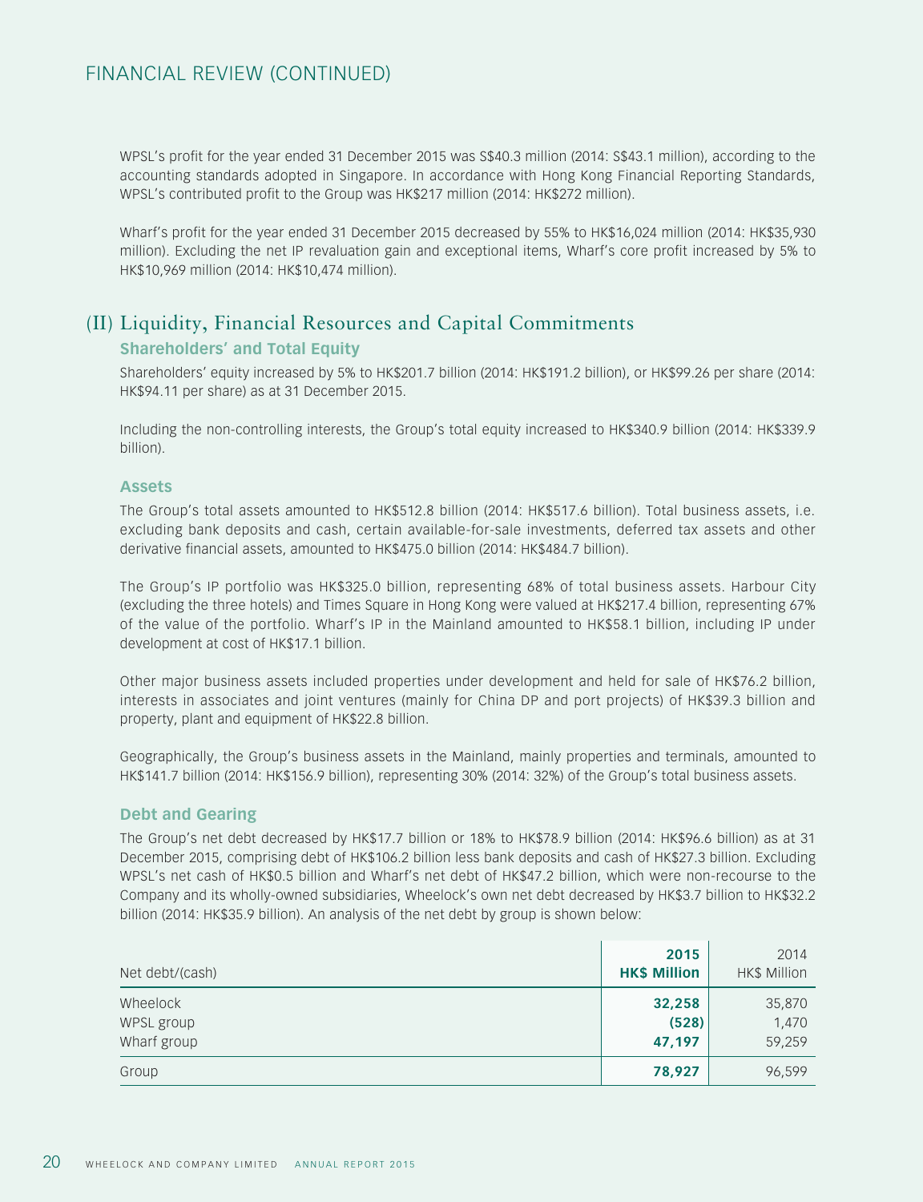# FINANCIAL REVIEW (CONTINUED)

WPSL's profit for the year ended 31 December 2015 was S$40.3 million (2014: S$43.1 million), according to the accounting standards adopted in Singapore. In accordance with Hong Kong Financial Reporting Standards, WPSL's contributed profit to the Group was HK$217 million (2014: HK$272 million).

Wharf's profit for the year ended 31 December 2015 decreased by 55% to HK$16,024 million (2014: HK$35,930 million). Excluding the net IP revaluation gain and exceptional items, Wharf's core profit increased by 5% to HK$10,969 million (2014: HK$10,474 million).

## (II) Liquidity, Financial Resources and Capital Commitments

### Shareholders' and Total Equity

Shareholders' equity increased by 5% to HK$201.7 billion (2014: HK$191.2 billion), or HK$99.26 per share (2014: HK$94.11 per share) as at 31 December 2015.

Including the non-controlling interests, the Group's total equity increased to HK$340.9 billion (2014: HK$339.9 billion).

### Assets

The Group's total assets amounted to HK$512.8 billion (2014: HK$517.6 billion). Total business assets, i.e. excluding bank deposits and cash, certain available-for-sale investments, deferred tax assets and other derivative financial assets, amounted to HK$475.0 billion (2014: HK$484.7 billion).

The Group's IP portfolio was HK$325.0 billion, representing 68% of total business assets. Harbour City (excluding the three hotels) and Times Square in Hong Kong were valued at HK$217.4 billion, representing 67% of the value of the portfolio. Wharf's IP in the Mainland amounted to HK$58.1 billion, including IP under development at cost of HK$17.1 billion.

Other major business assets included properties under development and held for sale of HK$76.2 billion, interests in associates and joint ventures (mainly for China DP and port projects) of HK$39.3 billion and property, plant and equipment of HK$22.8 billion.

Geographically, the Group's business assets in the Mainland, mainly properties and terminals, amounted to HK$141.7 billion (2014: HK$156.9 billion), representing 30% (2014: 32%) of the Group's total business assets.

### Debt and Gearing

The Group's net debt decreased by HK$17.7 billion or 18% to HK$78.9 billion (2014: HK$96.6 billion) as at 31 December 2015, comprising debt of HK$106.2 billion less bank deposits and cash of HK$27.3 billion. Excluding WPSL's net cash of HK$0.5 billion and Wharf's net debt of HK$47.2 billion, which were non-recourse to the Company and its wholly-owned subsidiaries, Wheelock's own net debt decreased by HK$3.7 billion to HK$32.2 billion (2014: HK$35.9 billion). An analysis of the net debt by group is shown below:

| Net debt/(cash) | **2015 HK$ Million** | 2014 HK$ Million |
|---|---|---|
| Wheelock | **32,258** | 35,870 |
| WPSL group | **(528)** | 1,470 |
| Wharf group | **47,197** | 59,259 |
| Group | **78,927** | 96,599 |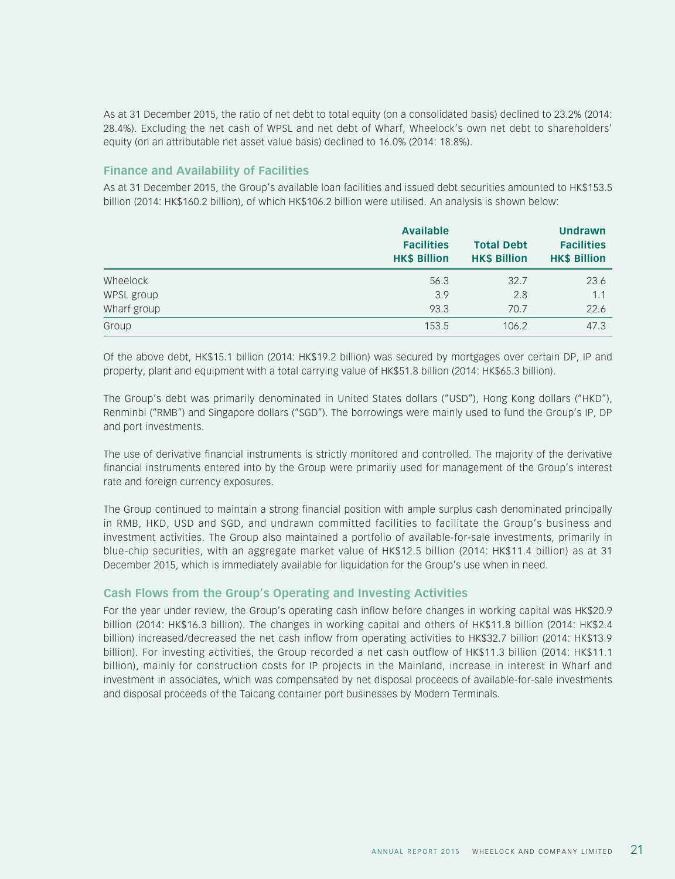As at 31 December 2015, the ratio of net debt to total equity (on a consolidated basis) declined to 23.2% (2014: 28.4%). Excluding the net cash of WPSL and net debt of Wharf, Wheelock's own net debt to shareholders' equity (on an attributable net asset value basis) declined to 16.0% (2014: 18.8%).

### Finance and Availability of Facilities

As at 31 December 2015, the Group's available loan facilities and issued debt securities amounted to HK$153.5 billion (2014: HK$160.2 billion), of which HK$106.2 billion were utilised. An analysis is shown below:

| | Available Facilities HK$ Billion | Total Debt HK$ Billion | Undrawn Facilities HK$ Billion |
|---|---|---|---|
| Wheelock | 56.3 | 32.7 | 23.6 |
| WPSL group | 3.9 | 2.8 | 1.1 |
| Wharf group | 93.3 | 70.7 | 22.6 |
| Group | 153.5 | 106.2 | 47.3 |

Of the above debt, HK$15.1 billion (2014: HK$19.2 billion) was secured by mortgages over certain DP, IP and property, plant and equipment with a total carrying value of HK$51.8 billion (2014: HK$65.3 billion).

The Group's debt was primarily denominated in United States dollars ("USD"), Hong Kong dollars ("HKD"), Renminbi ("RMB") and Singapore dollars ("SGD"). The borrowings were mainly used to fund the Group's IP, DP and port investments.

The use of derivative financial instruments is strictly monitored and controlled. The majority of the derivative financial instruments entered into by the Group were primarily used for management of the Group's interest rate and foreign currency exposures.

The Group continued to maintain a strong financial position with ample surplus cash denominated principally in RMB, HKD, USD and SGD, and undrawn committed facilities to facilitate the Group's business and investment activities. The Group also maintained a portfolio of available-for-sale investments, primarily in blue-chip securities, with an aggregate market value of HK$12.5 billion (2014: HK$11.4 billion) as at 31 December 2015, which is immediately available for liquidation for the Group's use when in need.

### Cash Flows from the Group's Operating and Investing Activities

For the year under review, the Group's operating cash inflow before changes in working capital was HK$20.9 billion (2014: HK$16.3 billion). The changes in working capital and others of HK$11.8 billion (2014: HK$2.4 billion) increased/decreased the net cash inflow from operating activities to HK$32.7 billion (2014: HK$13.9 billion). For investing activities, the Group recorded a net cash outflow of HK$11.3 billion (2014: HK$11.1 billion), mainly for construction costs for IP projects in the Mainland, increase in interest in Wharf and investment in associates, which was compensated by net disposal proceeds of available-for-sale investments and disposal proceeds of the Taicang container port businesses by Modern Terminals.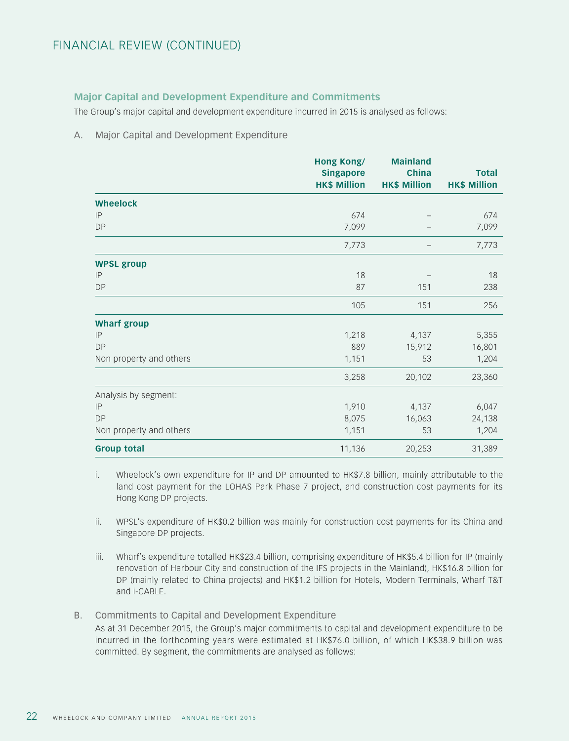# FINANCIAL REVIEW (CONTINUED)

### Major Capital and Development Expenditure and Commitments

The Group's major capital and development expenditure incurred in 2015 is analysed as follows:

A. Major Capital and Development Expenditure

| | Hong Kong/ Singapore HK$ Million | Mainland China HK$ Million | Total HK$ Million |
|---|---|---|---|
| **Wheelock** | | | |
| IP | 674 | – | 674 |
| DP | 7,099 | – | 7,099 |
| | 7,773 | – | 7,773 |
| **WPSL group** | | | |
| IP | 18 | – | 18 |
| DP | 87 | 151 | 238 |
| | 105 | 151 | 256 |
| **Wharf group** | | | |
| IP | 1,218 | 4,137 | 5,355 |
| DP | 889 | 15,912 | 16,801 |
| Non property and others | 1,151 | 53 | 1,204 |
| | 3,258 | 20,102 | 23,360 |
| Analysis by segment: | | | |
| IP | 1,910 | 4,137 | 6,047 |
| DP | 8,075 | 16,063 | 24,138 |
| Non property and others | 1,151 | 53 | 1,204 |
| **Group total** | 11,136 | 20,253 | 31,389 |

i. Wheelock's own expenditure for IP and DP amounted to HK$7.8 billion, mainly attributable to the land cost payment for the LOHAS Park Phase 7 project, and construction cost payments for its Hong Kong DP projects.

ii. WPSL's expenditure of HK$0.2 billion was mainly for construction cost payments for its China and Singapore DP projects.

iii. Wharf's expenditure totalled HK$23.4 billion, comprising expenditure of HK$5.4 billion for IP (mainly renovation of Harbour City and construction of the IFS projects in the Mainland), HK$16.8 billion for DP (mainly related to China projects) and HK$1.2 billion for Hotels, Modern Terminals, Wharf T&T and i-CABLE.

B. Commitments to Capital and Development Expenditure

As at 31 December 2015, the Group's major commitments to capital and development expenditure to be incurred in the forthcoming years were estimated at HK$76.0 billion, of which HK$38.9 billion was committed. By segment, the commitments are analysed as follows: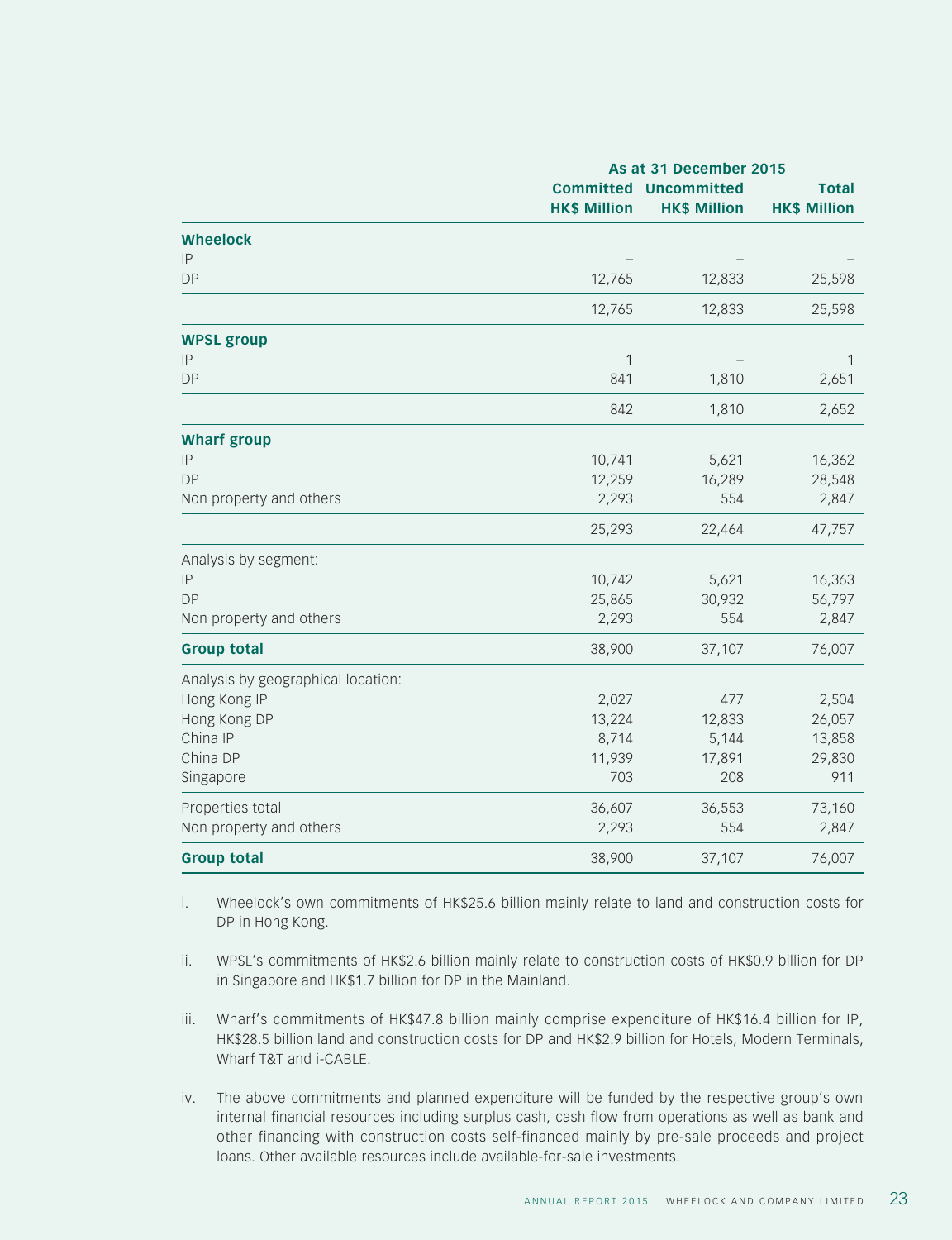| | As at 31 December 2015 | | |
|---|---|---|---|
| | **Committed HK$ Million** | **Uncommitted HK$ Million** | **Total HK$ Million** |
| **Wheelock** | | | |
| IP | – | – | – |
| DP | 12,765 | 12,833 | 25,598 |
| | 12,765 | 12,833 | 25,598 |
| **WPSL group** | | | |
| IP | 1 | – | 1 |
| DP | 841 | 1,810 | 2,651 |
| | 842 | 1,810 | 2,652 |
| **Wharf group** | | | |
| IP | 10,741 | 5,621 | 16,362 |
| DP | 12,259 | 16,289 | 28,548 |
| Non property and others | 2,293 | 554 | 2,847 |
| | 25,293 | 22,464 | 47,757 |
| Analysis by segment: | | | |
| IP | 10,742 | 5,621 | 16,363 |
| DP | 25,865 | 30,932 | 56,797 |
| Non property and others | 2,293 | 554 | 2,847 |
| **Group total** | 38,900 | 37,107 | 76,007 |
| Analysis by geographical location: | | | |
| Hong Kong IP | 2,027 | 477 | 2,504 |
| Hong Kong DP | 13,224 | 12,833 | 26,057 |
| China IP | 8,714 | 5,144 | 13,858 |
| China DP | 11,939 | 17,891 | 29,830 |
| Singapore | 703 | 208 | 911 |
| Properties total | 36,607 | 36,553 | 73,160 |
| Non property and others | 2,293 | 554 | 2,847 |
| **Group total** | 38,900 | 37,107 | 76,007 |

i. Wheelock's own commitments of HK$25.6 billion mainly relate to land and construction costs for DP in Hong Kong.

ii. WPSL's commitments of HK$2.6 billion mainly relate to construction costs of HK$0.9 billion for DP in Singapore and HK$1.7 billion for DP in the Mainland.

iii. Wharf's commitments of HK$47.8 billion mainly comprise expenditure of HK$16.4 billion for IP, HK$28.5 billion land and construction costs for DP and HK$2.9 billion for Hotels, Modern Terminals, Wharf T&T and i-CABLE.

iv. The above commitments and planned expenditure will be funded by the respective group's own internal financial resources including surplus cash, cash flow from operations as well as bank and other financing with construction costs self-financed mainly by pre-sale proceeds and project loans. Other available resources include available-for-sale investments.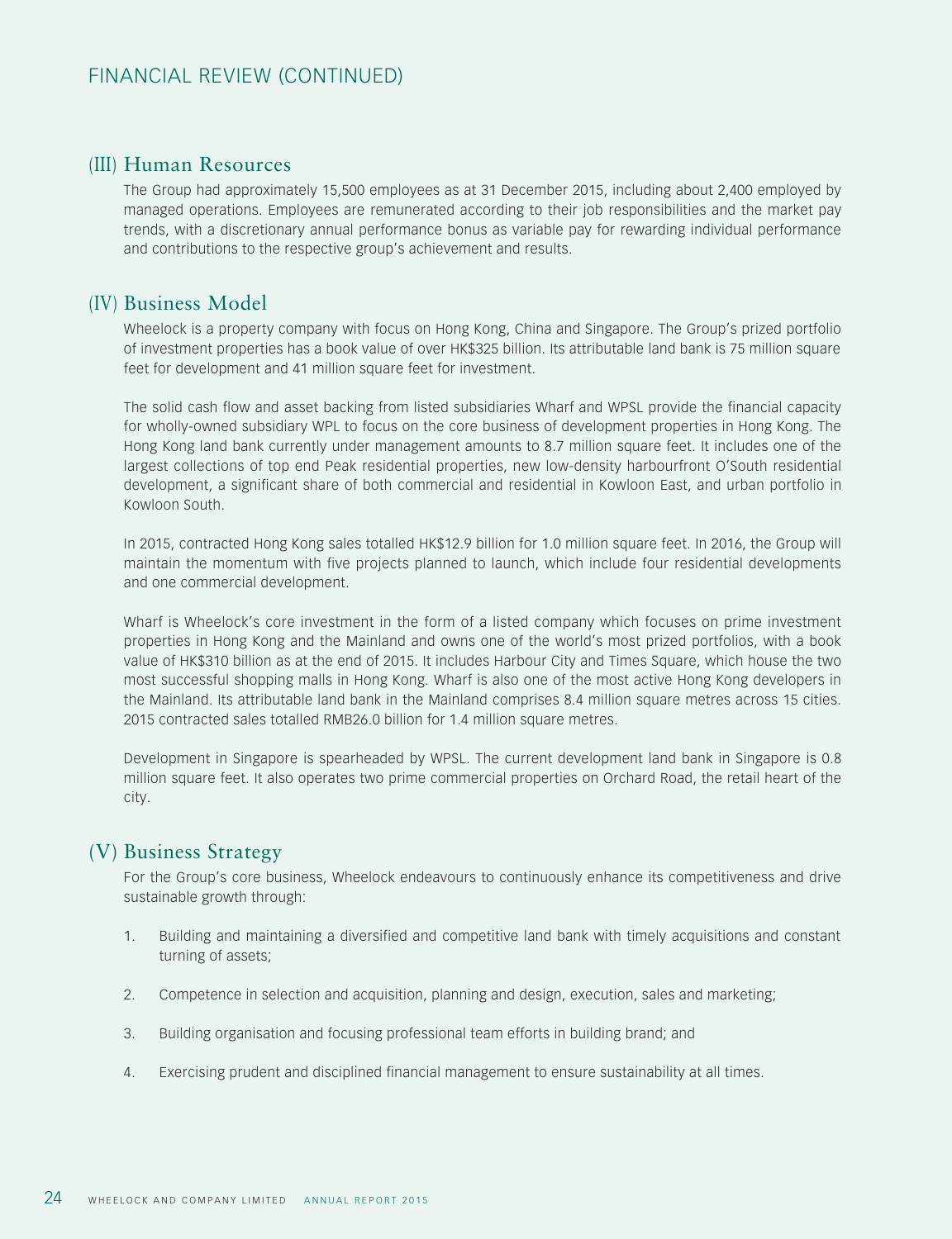# FINANCIAL REVIEW (CONTINUED)

## (III) Human Resources

The Group had approximately 15,500 employees as at 31 December 2015, including about 2,400 employed by managed operations. Employees are remunerated according to their job responsibilities and the market pay trends, with a discretionary annual performance bonus as variable pay for rewarding individual performance and contributions to the respective group's achievement and results.

## (IV) Business Model

Wheelock is a property company with focus on Hong Kong, China and Singapore. The Group's prized portfolio of investment properties has a book value of over HK$325 billion. Its attributable land bank is 75 million square feet for development and 41 million square feet for investment.

The solid cash flow and asset backing from listed subsidiaries Wharf and WPSL provide the financial capacity for wholly-owned subsidiary WPL to focus on the core business of development properties in Hong Kong. The Hong Kong land bank currently under management amounts to 8.7 million square feet. It includes one of the largest collections of top end Peak residential properties, new low-density harbourfront O'South residential development, a significant share of both commercial and residential in Kowloon East, and urban portfolio in Kowloon South.

In 2015, contracted Hong Kong sales totalled HK$12.9 billion for 1.0 million square feet. In 2016, the Group will maintain the momentum with five projects planned to launch, which include four residential developments and one commercial development.

Wharf is Wheelock's core investment in the form of a listed company which focuses on prime investment properties in Hong Kong and the Mainland and owns one of the world's most prized portfolios, with a book value of HK$310 billion as at the end of 2015. It includes Harbour City and Times Square, which house the two most successful shopping malls in Hong Kong. Wharf is also one of the most active Hong Kong developers in the Mainland. Its attributable land bank in the Mainland comprises 8.4 million square metres across 15 cities. 2015 contracted sales totalled RMB26.0 billion for 1.4 million square metres.

Development in Singapore is spearheaded by WPSL. The current development land bank in Singapore is 0.8 million square feet. It also operates two prime commercial properties on Orchard Road, the retail heart of the city.

## (V) Business Strategy

For the Group's core business, Wheelock endeavours to continuously enhance its competitiveness and drive sustainable growth through:

1. Building and maintaining a diversified and competitive land bank with timely acquisitions and constant turning of assets;
2. Competence in selection and acquisition, planning and design, execution, sales and marketing;
3. Building organisation and focusing professional team efforts in building brand; and
4. Exercising prudent and disciplined financial management to ensure sustainability at all times.